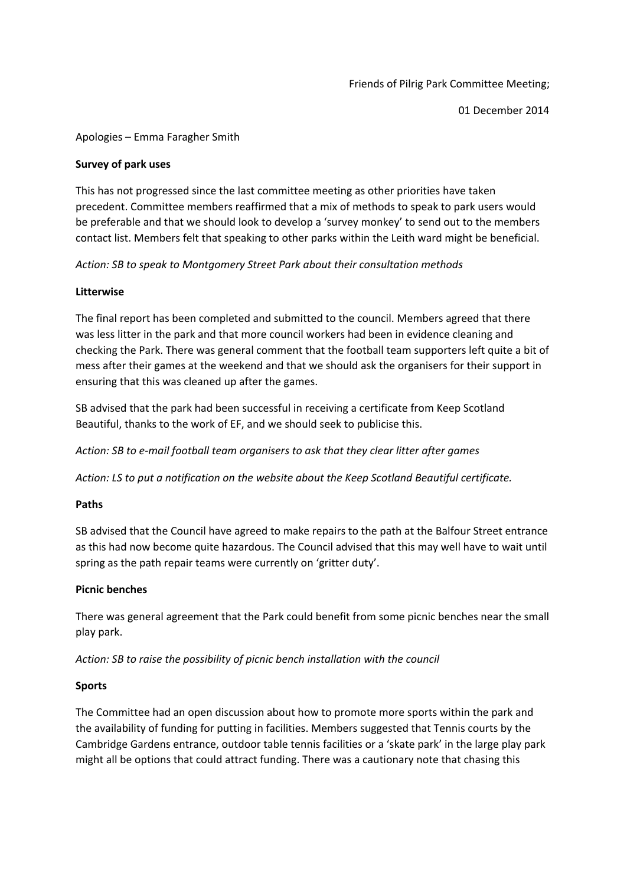Friends of Pilrig Park Committee Meeting;

01 December 2014

Apologies – Emma Faragher Smith

**Survey of park uses**

This has not progressed since the last committee meeting as other priorities have taken precedent. Committee members reaffirmed that a mix of methods to speak to park users would be preferable and that we should look to develop a 'survey monkey' to send out to the members contact list. Members felt that speaking to other parks within the Leith ward might be beneficial.

*Action: SB to speak to Montgomery Street Park about their consultation methods*

**Litterwise**

The final report has been completed and submitted to the council. Members agreed that there was less litter in the park and that more council workers had been in evidence cleaning and checking the Park. There was general comment that the football team supporters left quite a bit of mess after their games at the weekend and that we should ask the organisers for their support in ensuring that this was cleaned up after the games.

SB advised that the park had been successful in receiving a certificate from Keep Scotland Beautiful, thanks to the work of EF, and we should seek to publicise this.

*Action: SB to e-mail football team organisers to ask that they clear litter after games*

*Action: LS to put a notification on the website about the Keep Scotland Beautiful certificate.*

**Paths**

SB advised that the Council have agreed to make repairs to the path at the Balfour Street entrance as this had now become quite hazardous. The Council advised that this may well have to wait until spring as the path repair teams were currently on 'gritter duty'.

**Picnic benches**

There was general agreement that the Park could benefit from some picnic benches near the small play park.

*Action: SB to raise the possibility of picnic bench installation with the council*

**Sports**

The Committee had an open discussion about how to promote more sports within the park and the availability of funding for putting in facilities. Members suggested that Tennis courts by the Cambridge Gardens entrance, outdoor table tennis facilities or a 'skate park' in the large play park might all be options that could attract funding. There was a cautionary note that chasing this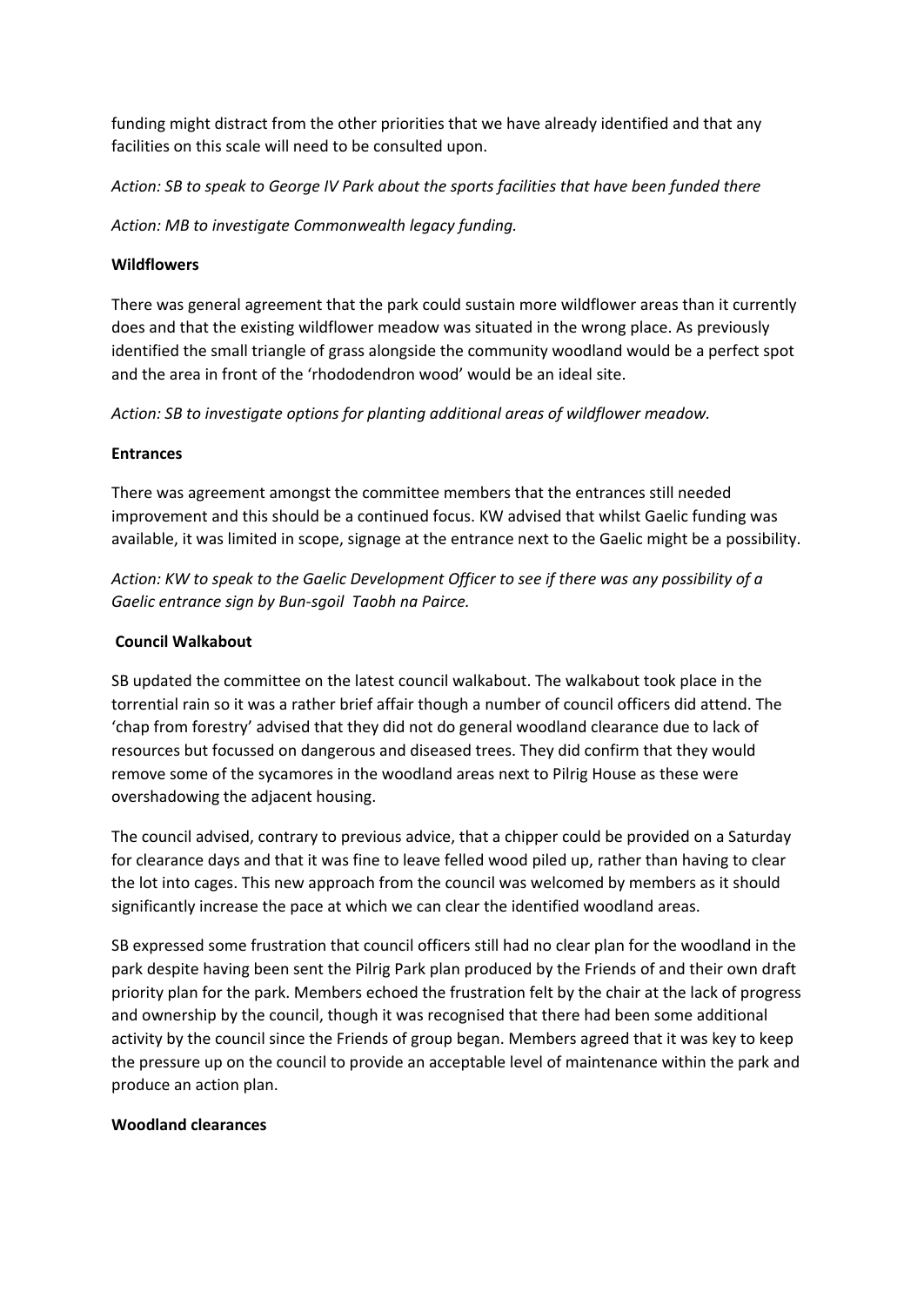funding might distract from the other priorities that we have already identified and that any facilities on this scale will need to be consulted upon.

*Action: SB to speak to George IV Park about the sports facilities that have been funded there*

*Action: MB to investigate Commonwealth legacy funding.*

**Wildflowers**

There was general agreement that the park could sustain more wildflower areas than it currently does and that the existing wildflower meadow was situated in the wrong place. As previously identified the small triangle of grass alongside the community woodland would be a perfect spot and the area in front of the 'rhododendron wood' would be an ideal site.

*Action: SB to investigate options for planting additional areas of wildflower meadow.*

**Entrances**

There was agreement amongst the committee members that the entrances still needed improvement and this should be a continued focus. KW advised that whilst Gaelic funding was available, it was limited in scope, signage at the entrance next to the Gaelic might be a possibility.

*Action: KW to speak to the Gaelic Development Officer to see if there was any possibility of a Gaelic entrance sign by Bun-sgoil Taobh na Pairce.*

**Council Walkabout**

SB updated the committee on the latest council walkabout. The walkabout took place in the torrential rain so it was a rather brief affair though a number of council officers did attend. The 'chap from forestry' advised that they did not do general woodland clearance due to lack of resources but focussed on dangerous and diseased trees. They did confirm that they would remove some of the sycamores in the woodland areas next to Pilrig House as these were overshadowing the adjacent housing.

The council advised, contrary to previous advice, that a chipper could be provided on a Saturday for clearance days and that it was fine to leave felled wood piled up, rather than having to clear the lot into cages. This new approach from the council was welcomed by members as it should significantly increase the pace at which we can clear the identified woodland areas.

SB expressed some frustration that council officers still had no clear plan for the woodland in the park despite having been sent the Pilrig Park plan produced by the Friends of and their own draft priority plan for the park. Members echoed the frustration felt by the chair at the lack of progress and ownership by the council, though it was recognised that there had been some additional activity by the council since the Friends of group began. Members agreed that it was key to keep the pressure up on the council to provide an acceptable level of maintenance within the park and produce an action plan.

**Woodland clearances**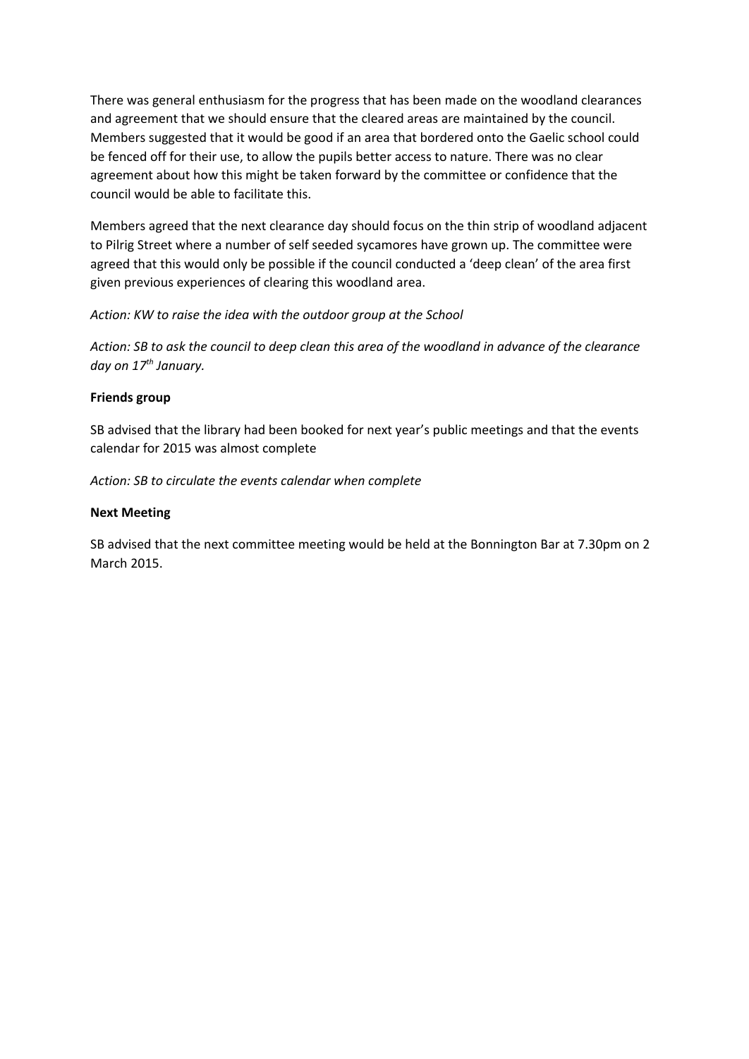There was general enthusiasm for the progress that has been made on the woodland clearances and agreement that we should ensure that the cleared areas are maintained by the council. Members suggested that it would be good if an area that bordered onto the Gaelic school could be fenced off for their use, to allow the pupils better access to nature. There was no clear agreement about how this might be taken forward by the committee or confidence that the council would be able to facilitate this.

Members agreed that the next clearance day should focus on the thin strip of woodland adjacent to Pilrig Street where a number of self seeded sycamores have grown up. The committee were agreed that this would only be possible if the council conducted a 'deep clean' of the area first given previous experiences of clearing this woodland area.

*Action: KW to raise the idea with the outdoor group at the School*

*Action: SB to ask the council to deep clean this area of the woodland in advance of the clearance day on 17th January.*

**Friends group**

SB advised that the library had been booked for next year's public meetings and that the events calendar for 2015 was almost complete

*Action: SB to circulate the events calendar when complete*

**Next Meeting**

SB advised that the next committee meeting would be held at the Bonnington Bar at 7.30pm on 2 March 2015.